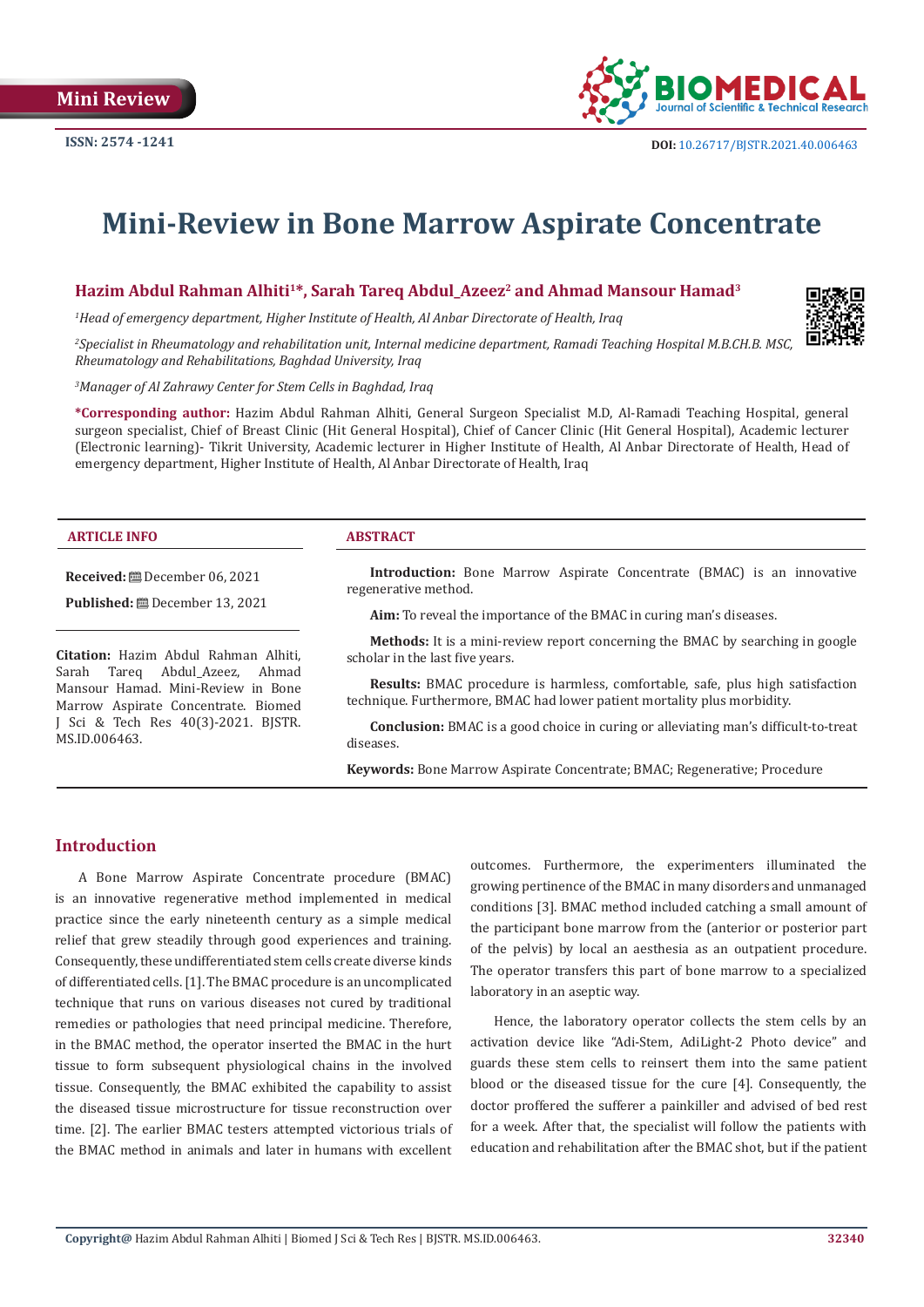Mini Review

ISSN: 2574 -1241

DOI: 10.26717/BJSTR.2021.40.006463

# Mini-Review in Bone Marrow Aspirate Concentrate

**Hazim Abdul Rahman Alhiti[1]*, Sarah Tareq Abdul_Azeez[2] and Ahmad Mansour Hamad[3]**

[1]*Head of emergency department, Higher Institute of Health, Al Anbar Directorate of Health, Iraq*

[2]*Specialist in Rheumatology and rehabilitation unit, Internal medicine department, Ramadi Teaching Hospital M.B.CH.B. MSC, Rheumatology and Rehabilitations, Baghdad University, Iraq*

[3]*Manager of Al Zahrawy Center for Stem Cells in Baghdad, Iraq*

**\*Corresponding author:** Hazim Abdul Rahman Alhiti, General Surgeon Specialist M.D, Al-Ramadi Teaching Hospital, general surgeon specialist, Chief of Breast Clinic (Hit General Hospital), Chief of Cancer Clinic (Hit General Hospital), Academic lecturer (Electronic learning)- Tikrit University, Academic lecturer in Higher Institute of Health, Al Anbar Directorate of Health, Head of emergency department, Higher Institute of Health, Al Anbar Directorate of Health, Iraq

## ARTICLE INFO

**Received:** December 06, 2021

**Published:** December 13, 2021

**Citation:** Hazim Abdul Rahman Alhiti, Sarah Tareq Abdul_Azeez, Ahmad Mansour Hamad. Mini-Review in Bone Marrow Aspirate Concentrate. Biomed J Sci & Tech Res 40(3)-2021. BJSTR. MS.ID.006463.

## ABSTRACT

**Introduction:** Bone Marrow Aspirate Concentrate (BMAC) is an innovative regenerative method.

**Aim:** To reveal the importance of the BMAC in curing man's diseases.

**Methods:** It is a mini-review report concerning the BMAC by searching in google scholar in the last five years.

**Results:** BMAC procedure is harmless, comfortable, safe, plus high satisfaction technique. Furthermore, BMAC had lower patient mortality plus morbidity.

**Conclusion:** BMAC is a good choice in curing or alleviating man's difficult-to-treat diseases.

**Keywords:** Bone Marrow Aspirate Concentrate; BMAC; Regenerative; Procedure

## Introduction

A Bone Marrow Aspirate Concentrate procedure (BMAC) is an innovative regenerative method implemented in medical practice since the early nineteenth century as a simple medical relief that grew steadily through good experiences and training. Consequently, these undifferentiated stem cells create diverse kinds of differentiated cells. [1]. The BMAC procedure is an uncomplicated technique that runs on various diseases not cured by traditional remedies or pathologies that need principal medicine. Therefore, in the BMAC method, the operator inserted the BMAC in the hurt tissue to form subsequent physiological chains in the involved tissue. Consequently, the BMAC exhibited the capability to assist the diseased tissue microstructure for tissue reconstruction over time. [2]. The earlier BMAC testers attempted victorious trials of the BMAC method in animals and later in humans with excellent outcomes. Furthermore, the experimenters illuminated the growing pertinence of the BMAC in many disorders and unmanaged conditions [3]. BMAC method included catching a small amount of the participant bone marrow from the (anterior or posterior part of the pelvis) by local an aesthesia as an outpatient procedure. The operator transfers this part of bone marrow to a specialized laboratory in an aseptic way.

Hence, the laboratory operator collects the stem cells by an activation device like "Adi-Stem, AdiLight-2 Photo device" and guards these stem cells to reinsert them into the same patient blood or the diseased tissue for the cure [4]. Consequently, the doctor proffered the sufferer a painkiller and advised of bed rest for a week. After that, the specialist will follow the patients with education and rehabilitation after the BMAC shot, but if the patient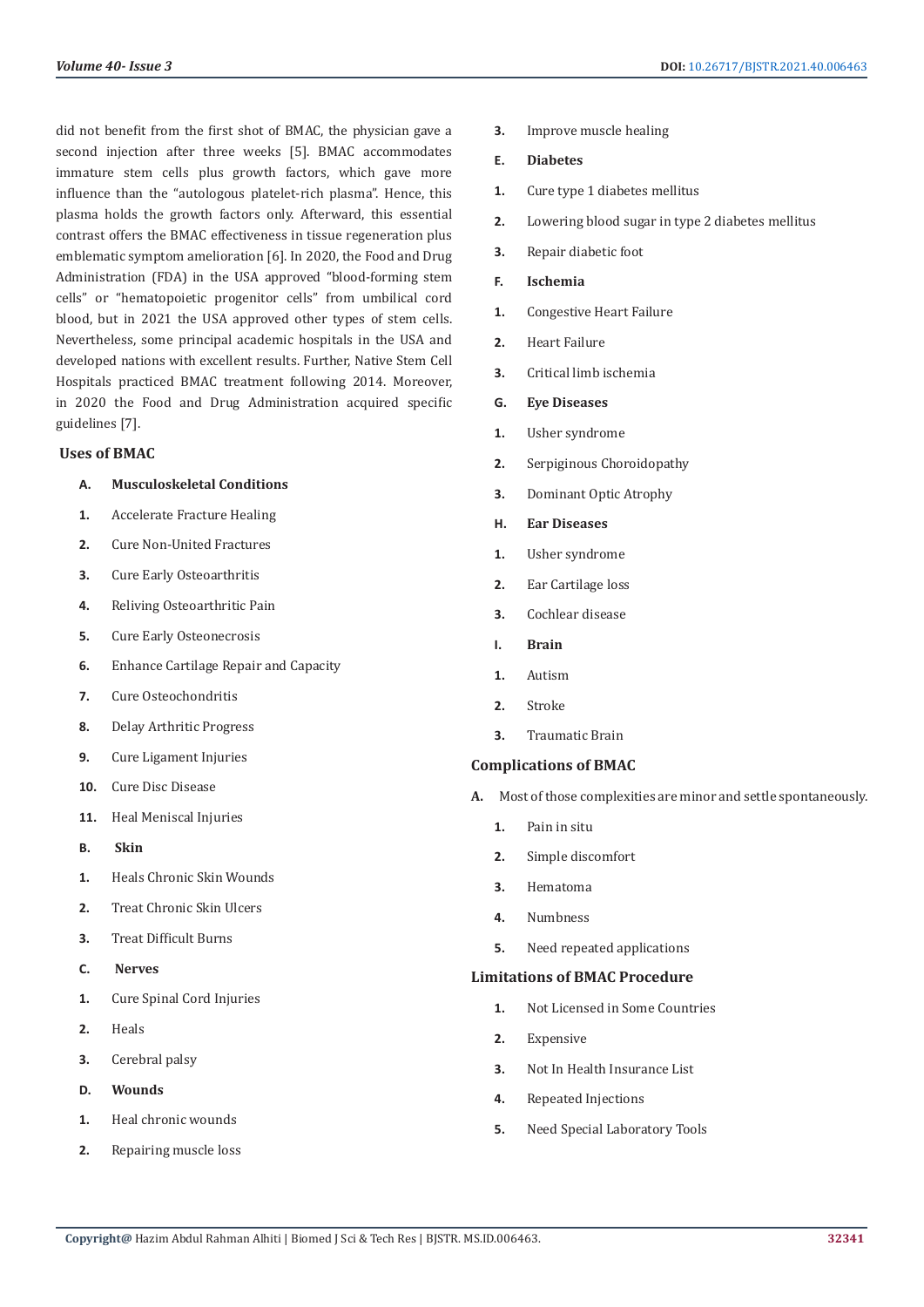did not benefit from the first shot of BMAC, the physician gave a second injection after three weeks [5]. BMAC accommodates immature stem cells plus growth factors, which gave more influence than the "autologous platelet-rich plasma". Hence, this plasma holds the growth factors only. Afterward, this essential contrast offers the BMAC effectiveness in tissue regeneration plus emblematic symptom amelioration [6]. In 2020, the Food and Drug Administration (FDA) in the USA approved "blood-forming stem cells" or "hematopoietic progenitor cells" from umbilical cord blood, but in 2021 the USA approved other types of stem cells. Nevertheless, some principal academic hospitals in the USA and developed nations with excellent results. Further, Native Stem Cell Hospitals practiced BMAC treatment following 2014. Moreover, in 2020 the Food and Drug Administration acquired specific guidelines [7].

## Uses of BMAC

**A. Musculoskeletal Conditions**

1. Accelerate Fracture Healing
2. Cure Non-United Fractures
3. Cure Early Osteoarthritis
4. Reliving Osteoarthritic Pain
5. Cure Early Osteonecrosis
6. Enhance Cartilage Repair and Capacity
7. Cure Osteochondritis
8. Delay Arthritic Progress
9. Cure Ligament Injuries
10. Cure Disc Disease
11. Heal Meniscal Injuries

**B. Skin**

1. Heals Chronic Skin Wounds
2. Treat Chronic Skin Ulcers
3. Treat Difficult Burns

**C. Nerves**

1. Cure Spinal Cord Injuries
2. Heals
3. Cerebral palsy

**D. Wounds**

1. Heal chronic wounds
2. Repairing muscle loss
3. Improve muscle healing

**E. Diabetes**

1. Cure type 1 diabetes mellitus
2. Lowering blood sugar in type 2 diabetes mellitus
3. Repair diabetic foot

**F. Ischemia**

1. Congestive Heart Failure
2. Heart Failure
3. Critical limb ischemia

**G. Eye Diseases**

1. Usher syndrome
2. Serpiginous Choroidopathy
3. Dominant Optic Atrophy

**H. Ear Diseases**

1. Usher syndrome
2. Ear Cartilage loss
3. Cochlear disease

**I. Brain**

1. Autism
2. Stroke
3. Traumatic Brain

## Complications of BMAC

**A.** Most of those complexities are minor and settle spontaneously.

1. Pain in situ
2. Simple discomfort
3. Hematoma
4. Numbness
5. Need repeated applications

## Limitations of BMAC Procedure

1. Not Licensed in Some Countries
2. Expensive
3. Not In Health Insurance List
4. Repeated Injections
5. Need Special Laboratory Tools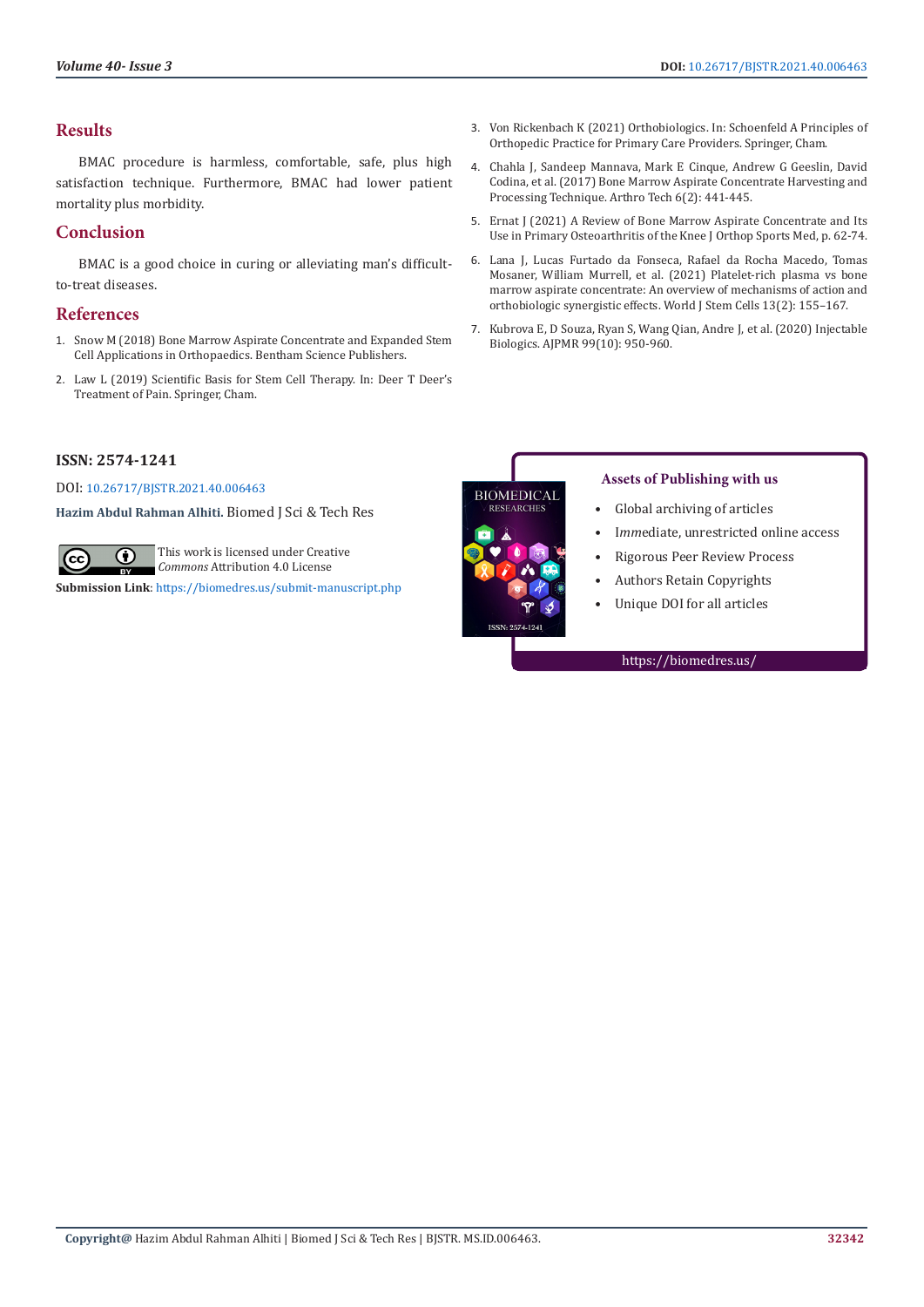## Results

BMAC procedure is harmless, comfortable, safe, plus high satisfaction technique. Furthermore, BMAC had lower patient mortality plus morbidity.

## Conclusion

BMAC is a good choice in curing or alleviating man's difficult-to-treat diseases.

## References

1. Snow M (2018) Bone Marrow Aspirate Concentrate and Expanded Stem Cell Applications in Orthopaedics. Bentham Science Publishers.
2. Law L (2019) Scientific Basis for Stem Cell Therapy. In: Deer T Deer's Treatment of Pain. Springer, Cham.
3. Von Rickenbach K (2021) Orthobiologics. In: Schoenfeld A Principles of Orthopedic Practice for Primary Care Providers. Springer, Cham.
4. Chahla J, Sandeep Mannava, Mark E Cinque, Andrew G Geeslin, David Codina, et al. (2017) Bone Marrow Aspirate Concentrate Harvesting and Processing Technique. Arthro Tech 6(2): 441-445.
5. Ernat J (2021) A Review of Bone Marrow Aspirate Concentrate and Its Use in Primary Osteoarthritis of the Knee J Orthop Sports Med, p. 62-74.
6. Lana J, Lucas Furtado da Fonseca, Rafael da Rocha Macedo, Tomas Mosaner, William Murrell, et al. (2021) Platelet-rich plasma vs bone marrow aspirate concentrate: An overview of mechanisms of action and orthobiologic synergistic effects. World J Stem Cells 13(2): 155–167.
7. Kubrova E, D Souza, Ryan S, Wang Qian, Andre J, et al. (2020) Injectable Biologics. AJPMR 99(10): 950-960.

**ISSN: 2574-1241**

DOI: 10.26717/BJSTR.2021.40.006463

**Hazim Abdul Rahman Alhiti.** Biomed J Sci & Tech Res

This work is licensed under Creative *Commons* Attribution 4.0 License

**Submission Link**: https://biomedres.us/submit-manuscript.php

**Assets of Publishing with us**

- Global archiving of articles
- Immediate, unrestricted online access
- Rigorous Peer Review Process
- Authors Retain Copyrights
- Unique DOI for all articles

https://biomedres.us/